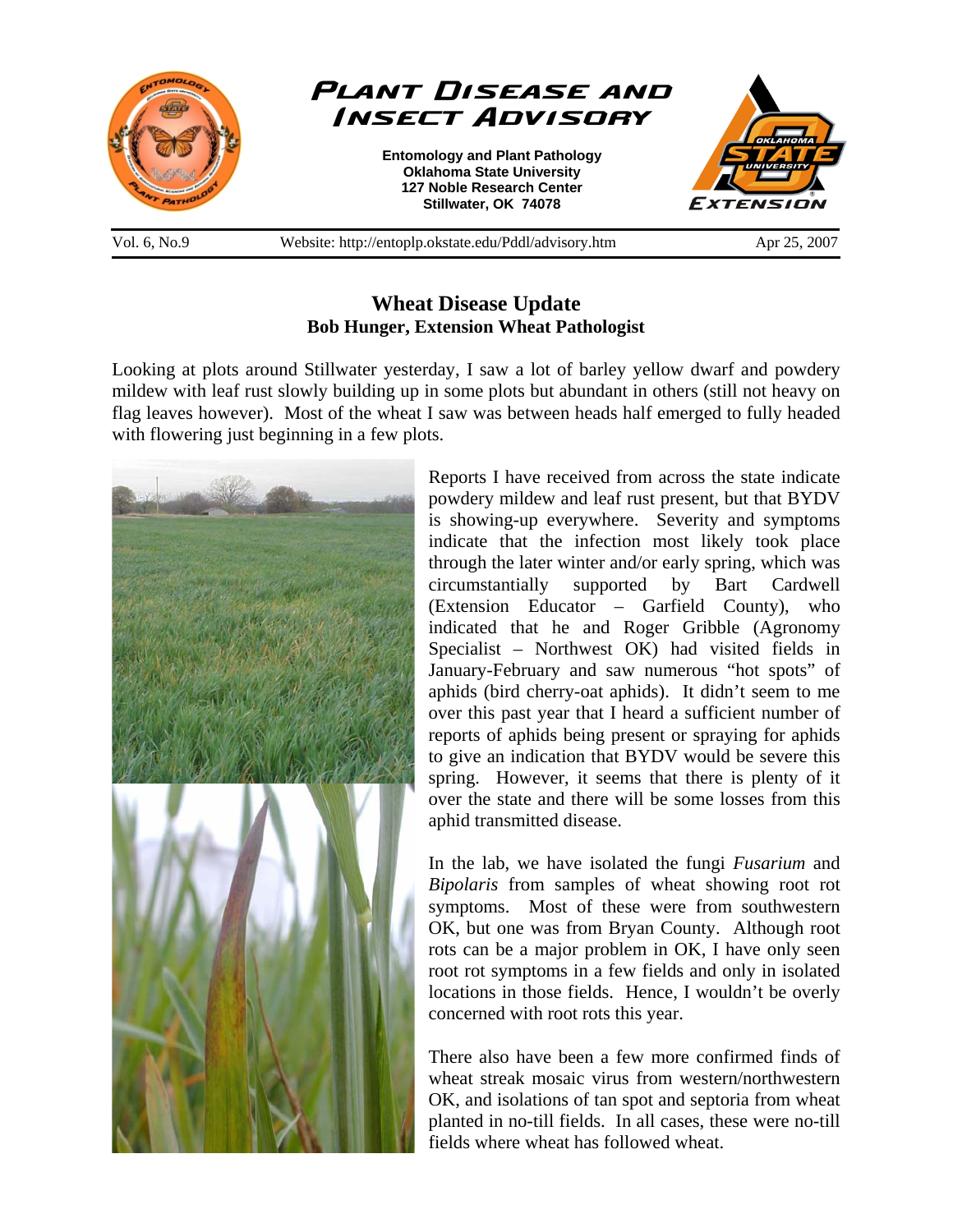# Plant Disease and Insect Advisory

**Entomology and Plant Pathology**
**Oklahoma State University**
**127 Noble Research Center**
**Stillwater, OK 74078**

Vol. 6, No.9 | Website: http://entoplp.okstate.edu/Pddl/advisory.htm | Apr 25, 2007

## Wheat Disease Update

**Bob Hunger, Extension Wheat Pathologist**

Looking at plots around Stillwater yesterday, I saw a lot of barley yellow dwarf and powdery mildew with leaf rust slowly building up in some plots but abundant in others (still not heavy on flag leaves however). Most of the wheat I saw was between heads half emerged to fully headed with flowering just beginning in a few plots.

Reports I have received from across the state indicate powdery mildew and leaf rust present, but that BYDV is showing-up everywhere. Severity and symptoms indicate that the infection most likely took place through the later winter and/or early spring, which was circumstantially supported by Bart Cardwell (Extension Educator – Garfield County), who indicated that he and Roger Gribble (Agronomy Specialist – Northwest OK) had visited fields in January-February and saw numerous "hot spots" of aphids (bird cherry-oat aphids). It didn't seem to me over this past year that I heard a sufficient number of reports of aphids being present or spraying for aphids to give an indication that BYDV would be severe this spring. However, it seems that there is plenty of it over the state and there will be some losses from this aphid transmitted disease.

In the lab, we have isolated the fungi *Fusarium* and *Bipolaris* from samples of wheat showing root rot symptoms. Most of these were from southwestern OK, but one was from Bryan County. Although root rots can be a major problem in OK, I have only seen root rot symptoms in a few fields and only in isolated locations in those fields. Hence, I wouldn't be overly concerned with root rots this year.

There also have been a few more confirmed finds of wheat streak mosaic virus from western/northwestern OK, and isolations of tan spot and septoria from wheat planted in no-till fields. In all cases, these were no-till fields where wheat has followed wheat.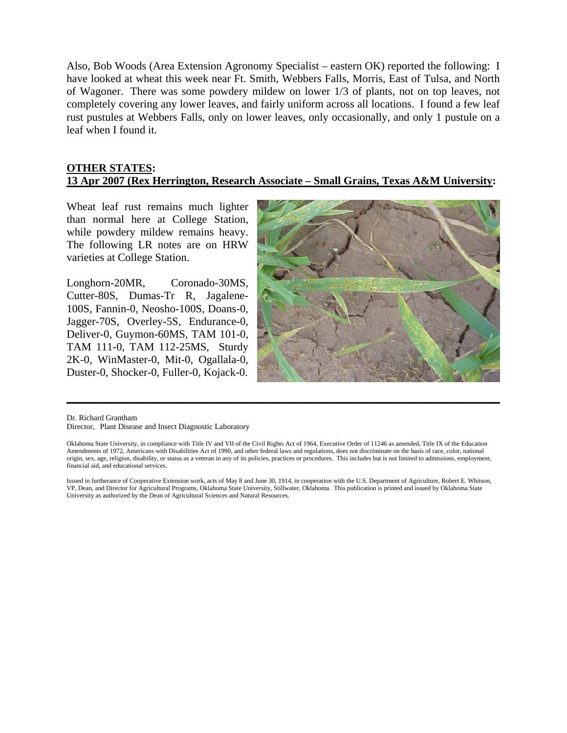Also, Bob Woods (Area Extension Agronomy Specialist – eastern OK) reported the following: I have looked at wheat this week near Ft. Smith, Webbers Falls, Morris, East of Tulsa, and North of Wagoner. There was some powdery mildew on lower 1/3 of plants, not on top leaves, not completely covering any lower leaves, and fairly uniform across all locations. I found a few leaf rust pustules at Webbers Falls, only on lower leaves, only occasionally, and only 1 pustule on a leaf when I found it.

**OTHER STATES:**
**13 Apr 2007 (Rex Herrington, Research Associate – Small Grains, Texas A&M University:**

Wheat leaf rust remains much lighter than normal here at College Station, while powdery mildew remains heavy. The following LR notes are on HRW varieties at College Station.

Longhorn-20MR, Coronado-30MS, Cutter-80S, Dumas-Tr R, Jagalene-100S, Fannin-0, Neosho-100S, Doans-0, Jagger-70S, Overley-5S, Endurance-0, Deliver-0, Guymon-60MS, TAM 101-0, TAM 111-0, TAM 112-25MS, Sturdy 2K-0, WinMaster-0, Mit-0, Ogallala-0, Duster-0, Shocker-0, Fuller-0, Kojack-0.

---

Dr. Richard Grantham
Director, Plant Disease and Insect Diagnostic Laboratory

Oklahoma State University, in compliance with Title IV and VII of the Civil Rights Act of 1964, Executive Order of 11246 as amended, Title IX of the Education Amendments of 1972, Americans with Disabilities Act of 1990, and other federal laws and regulations, does not discriminate on the basis of race, color, national origin, sex, age, religion, disability, or status as a veteran in any of its policies, practices or procedures. This includes but is not limited to admissions, employment, financial aid, and educational services.

Issued in furtherance of Cooperative Extension work, acts of May 8 and June 30, 1914, in cooperation with the U.S. Department of Agriculture, Robert E. Whitson, VP, Dean, and Director for Agricultural Programs, Oklahoma State University, Stillwater, Oklahoma. This publication is printed and issued by Oklahoma State University as authorized by the Dean of Agricultural Sciences and Natural Resources.